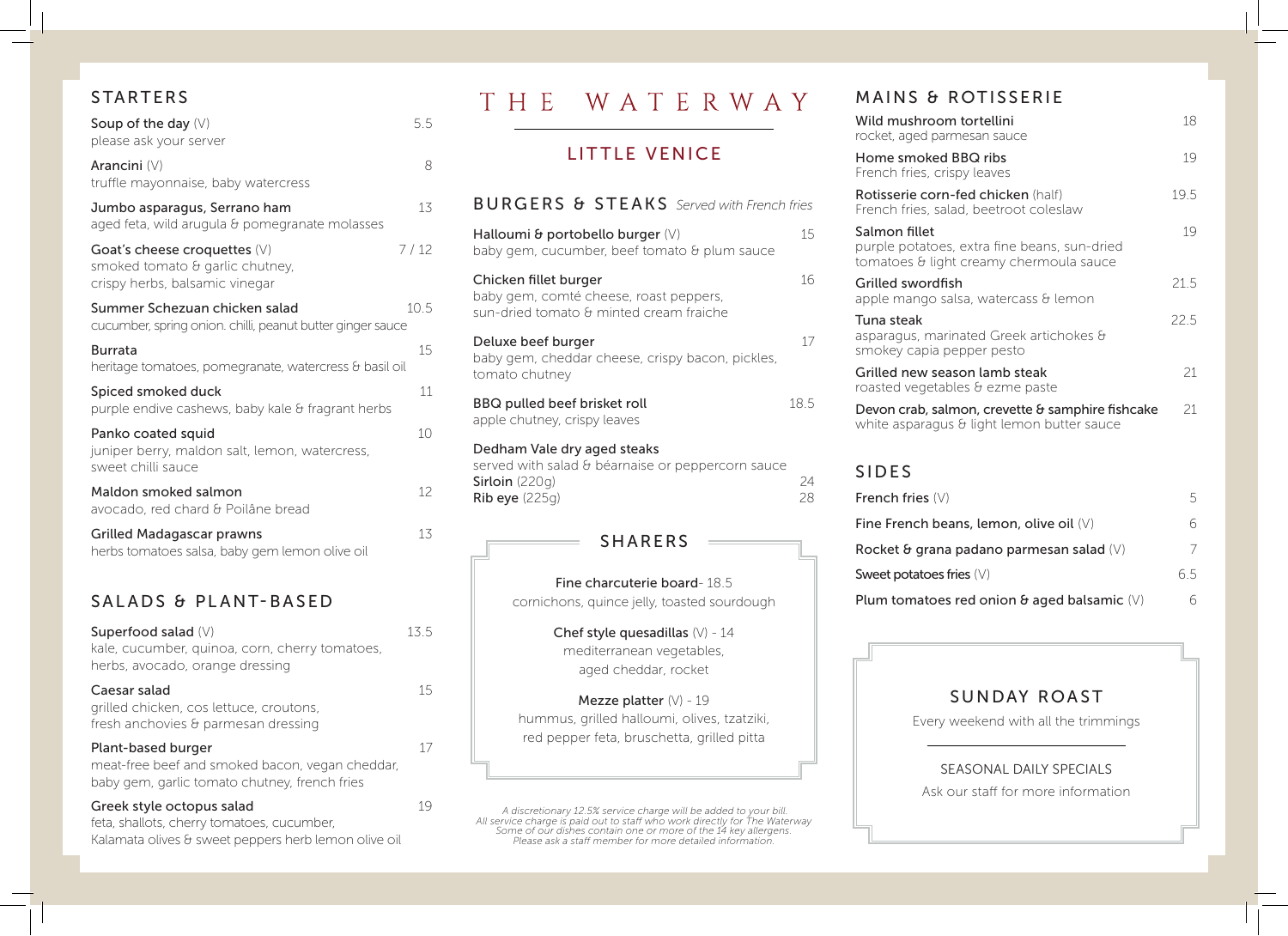# THE WATERWAY

## LITTLE VENICE

## STARTERS

**Soup of the day** (V) — 5.5
please ask your server

**Arancini** (V) — 8
truffle mayonnaise, baby watercress

**Jumbo asparagus, Serrano ham** — 13
aged feta, wild arugula & pomegranate molasses

**Goat's cheese croquettes** (V) — 7 / 12
smoked tomato & garlic chutney, crispy herbs, balsamic vinegar

**Summer Schezuan chicken salad** — 10.5
cucumber, spring onion. chilli, peanut butter ginger sauce

**Burrata** — 15
heritage tomatoes, pomegranate, watercress & basil oil

**Spiced smoked duck** — 11
purple endive cashews, baby kale & fragrant herbs

**Panko coated squid** — 10
juniper berry, maldon salt, lemon, watercress, sweet chilli sauce

**Maldon smoked salmon** — 12
avocado, red chard & Poilâne bread

**Grilled Madagascar prawns** — 13
herbs tomatoes salsa, baby gem lemon olive oil

## SALADS & PLANT-BASED

**Superfood salad** (V) — 13.5
kale, cucumber, quinoa, corn, cherry tomatoes, herbs, avocado, orange dressing

**Caesar salad** — 15
grilled chicken, cos lettuce, croutons, fresh anchovies & parmesan dressing

**Plant-based burger** — 17
meat-free beef and smoked bacon, vegan cheddar, baby gem, garlic tomato chutney, french fries

**Greek style octopus salad** — 19
feta, shallots, cherry tomatoes, cucumber, Kalamata olives & sweet peppers herb lemon olive oil

## BURGERS & STEAKS *Served with French fries*

**Halloumi & portobello burger** (V) — 15
baby gem, cucumber, beef tomato & plum sauce

**Chicken fillet burger** — 16
baby gem, comté cheese, roast peppers, sun-dried tomato & minted cream fraiche

**Deluxe beef burger** — 17
baby gem, cheddar cheese, crispy bacon, pickles, tomato chutney

**BBQ pulled beef brisket roll** — 18.5
apple chutney, crispy leaves

**Dedham Vale dry aged steaks**
served with salad & béarnaise or peppercorn sauce
**Sirloin** (220g) — 24
**Rib eye** (225g) — 28

## SHARERS

**Fine charcuterie board**- 18.5
cornichons, quince jelly, toasted sourdough

**Chef style quesadillas** (V) - 14
mediterranean vegetables, aged cheddar, rocket

**Mezze platter** (V) - 19
hummus, grilled halloumi, olives, tzatziki, red pepper feta, bruschetta, grilled pitta

*A discretionary 12.5% service charge will be added to your bill. All service charge is paid out to staff who work directly for The Waterway. Some of our dishes contain one or more of the 14 key allergens. Please ask a staff member for more detailed information.*

## MAINS & ROTISSERIE

**Wild mushroom tortellini** — 18
rocket, aged parmesan sauce

**Home smoked BBQ ribs** — 19
French fries, crispy leaves

**Rotisserie corn-fed chicken** (half) — 19.5
French fries, salad, beetroot coleslaw

**Salmon fillet** — 19
purple potatoes, extra fine beans, sun-dried tomatoes & light creamy chermoula sauce

**Grilled swordfish** — 21.5
apple mango salsa, watercass & lemon

**Tuna steak** — 22.5
asparagus, marinated Greek artichokes & smokey capia pepper pesto

**Grilled new season lamb steak** — 21
roasted vegetables & ezme paste

**Devon crab, salmon, crevette & samphire fishcake** — 21
white asparagus & light lemon butter sauce

## SIDES

**French fries** (V) — 5

**Fine French beans, lemon, olive oil** (V) — 6

**Rocket & grana padano parmesan salad** (V) — 7

**Sweet potatoes fries** (V) — 6.5

**Plum tomatoes red onion & aged balsamic** (V) — 6

## SUNDAY ROAST

Every weekend with all the trimmings

SEASONAL DAILY SPECIALS

Ask our staff for more information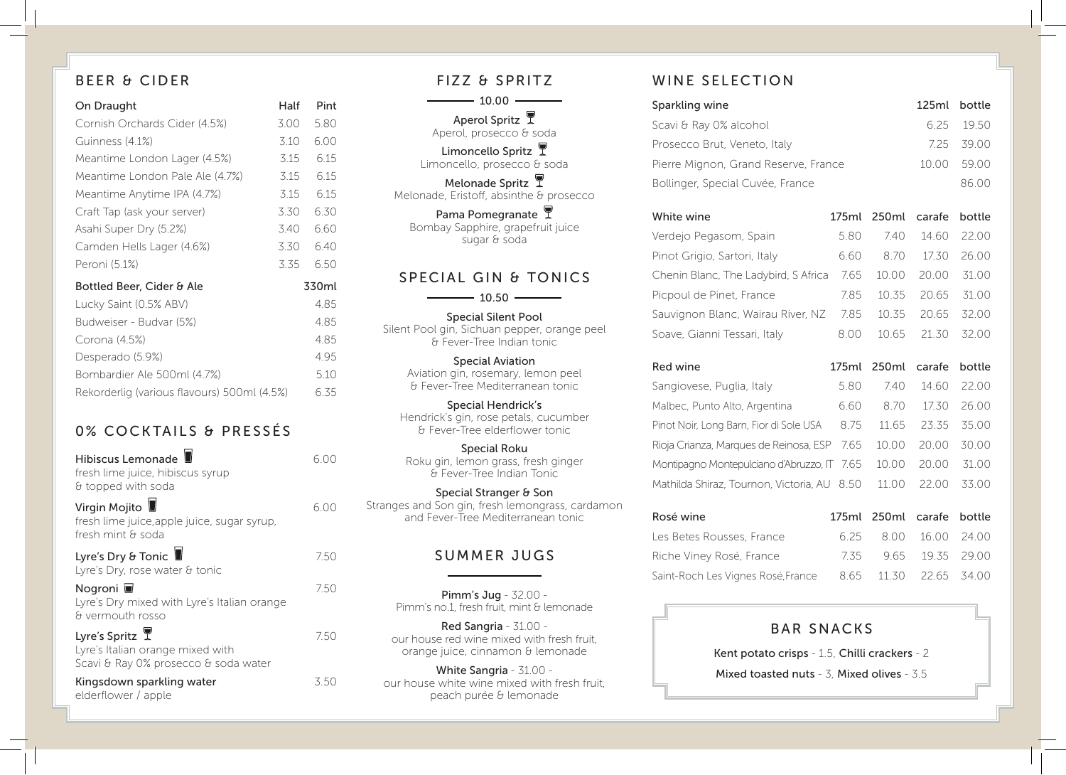## BEER & CIDER

| On Draught | Half | Pint |
|---|---|---|
| Cornish Orchards Cider (4.5%) | 3.00 | 5.80 |
| Guinness (4.1%) | 3.10 | 6.00 |
| Meantime London Lager (4.5%) | 3.15 | 6.15 |
| Meantime London Pale Ale (4.7%) | 3.15 | 6.15 |
| Meantime Anytime IPA (4.7%) | 3.15 | 6.15 |
| Craft Tap (ask your server) | 3.30 | 6.30 |
| Asahi Super Dry (5.2%) | 3.40 | 6.60 |
| Camden Hells Lager (4.6%) | 3.30 | 6.40 |
| Peroni (5.1%) | 3.35 | 6.50 |

| Bottled Beer, Cider & Ale | 330ml |
|---|---|
| Lucky Saint (0.5% ABV) | 4.85 |
| Budweiser - Budvar (5%) | 4.85 |
| Corona (4.5%) | 4.85 |
| Desperado (5.9%) | 4.95 |
| Bombardier Ale 500ml (4.7%) | 5.10 |
| Rekorderlig (various flavours) 500ml (4.5%) | 6.35 |

## 0% COCKTAILS & PRESSÉS

**Hibiscus Lemonade** — 6.00
fresh lime juice, hibiscus syrup & topped with soda

**Virgin Mojito** — 6.00
fresh lime juice,apple juice, sugar syrup, fresh mint & soda

**Lyre's Dry & Tonic** — 7.50
Lyre's Dry, rose water & tonic

**Nogroni** — 7.50
Lyre's Dry mixed with Lyre's Italian orange & vermouth rosso

**Lyre's Spritz** — 7.50
Lyre's Italian orange mixed with Scavi & Ray 0% prosecco & soda water

**Kingsdown sparkling water** — 3.50
elderflower / apple

## FIZZ & SPRITZ

10.00

**Aperol Spritz**
Aperol, prosecco & soda

**Limoncello Spritz**
Limoncello, prosecco & soda

**Melonade Spritz**
Melonade, Eristoff, absinthe & prosecco

**Pama Pomegranate**
Bombay Sapphire, grapefruit juice sugar & soda

## SPECIAL GIN & TONICS

10.50

**Special Silent Pool**
Silent Pool gin, Sichuan pepper, orange peel & Fever-Tree Indian tonic

**Special Aviation**
Aviation gin, rosemary, lemon peel & Fever-Tree Mediterranean tonic

**Special Hendrick's**
Hendrick's gin, rose petals, cucumber & Fever-Tree elderflower tonic

**Special Roku**
Roku gin, lemon grass, fresh ginger & Fever-Tree Indian Tonic

**Special Stranger & Son**
Stranges and Son gin, fresh lemongrass, cardamon and Fever-Tree Mediterranean tonic

## SUMMER JUGS

**Pimm's Jug** - 32.00 -
Pimm's no.1, fresh fruit, mint & lemonade

**Red Sangria** - 31.00 -
our house red wine mixed with fresh fruit, orange juice, cinnamon & lemonade

**White Sangria** - 31.00 -
our house white wine mixed with fresh fruit, peach purée & lemonade

## WINE SELECTION

| Sparkling wine | 125ml | bottle |
|---|---|---|
| Scavi & Ray 0% alcohol | 6.25 | 19.50 |
| Prosecco Brut, Veneto, Italy | 7.25 | 39.00 |
| Pierre Mignon, Grand Reserve, France | 10.00 | 59.00 |
| Bollinger, Special Cuvée, France | | 86.00 |

| White wine | 175ml | 250ml | carafe | bottle |
|---|---|---|---|---|
| Verdejo Pegasom, Spain | 5.80 | 7.40 | 14.60 | 22.00 |
| Pinot Grigio, Sartori, Italy | 6.60 | 8.70 | 17.30 | 26.00 |
| Chenin Blanc, The Ladybird, S Africa | 7.65 | 10.00 | 20.00 | 31.00 |
| Picpoul de Pinet, France | 7.85 | 10.35 | 20.65 | 31.00 |
| Sauvignon Blanc, Wairau River, NZ | 7.85 | 10.35 | 20.65 | 32.00 |
| Soave, Gianni Tessari, Italy | 8.00 | 10.65 | 21.30 | 32.00 |

| Red wine | 175ml | 250ml | carafe | bottle |
|---|---|---|---|---|
| Sangiovese, Puglia, Italy | 5.80 | 7.40 | 14.60 | 22.00 |
| Malbec, Punto Alto, Argentina | 6.60 | 8.70 | 17.30 | 26.00 |
| Pinot Noir, Long Barn, Fior di Sole USA | 8.75 | 11.65 | 23.35 | 35.00 |
| Rioja Crianza, Marques de Reinosa, ESP | 7.65 | 10.00 | 20.00 | 30.00 |
| Montipagno Montepulciano d'Abruzzo, IT | 7.65 | 10.00 | 20.00 | 31.00 |
| Mathilda Shiraz, Tournon, Victoria, AU | 8.50 | 11.00 | 22.00 | 33.00 |

| Rosé wine | 175ml | 250ml | carafe | bottle |
|---|---|---|---|---|
| Les Betes Rousses, France | 6.25 | 8.00 | 16.00 | 24.00 |
| Riche Viney Rosé, France | 7.35 | 9.65 | 19.35 | 29.00 |
| Saint-Roch Les Vignes Rosé,France | 8.65 | 11.30 | 22.65 | 34.00 |

## BAR SNACKS

**Kent potato crisps** - 1.5, **Chilli crackers** - 2

**Mixed toasted nuts** - 3, **Mixed olives** - 3.5